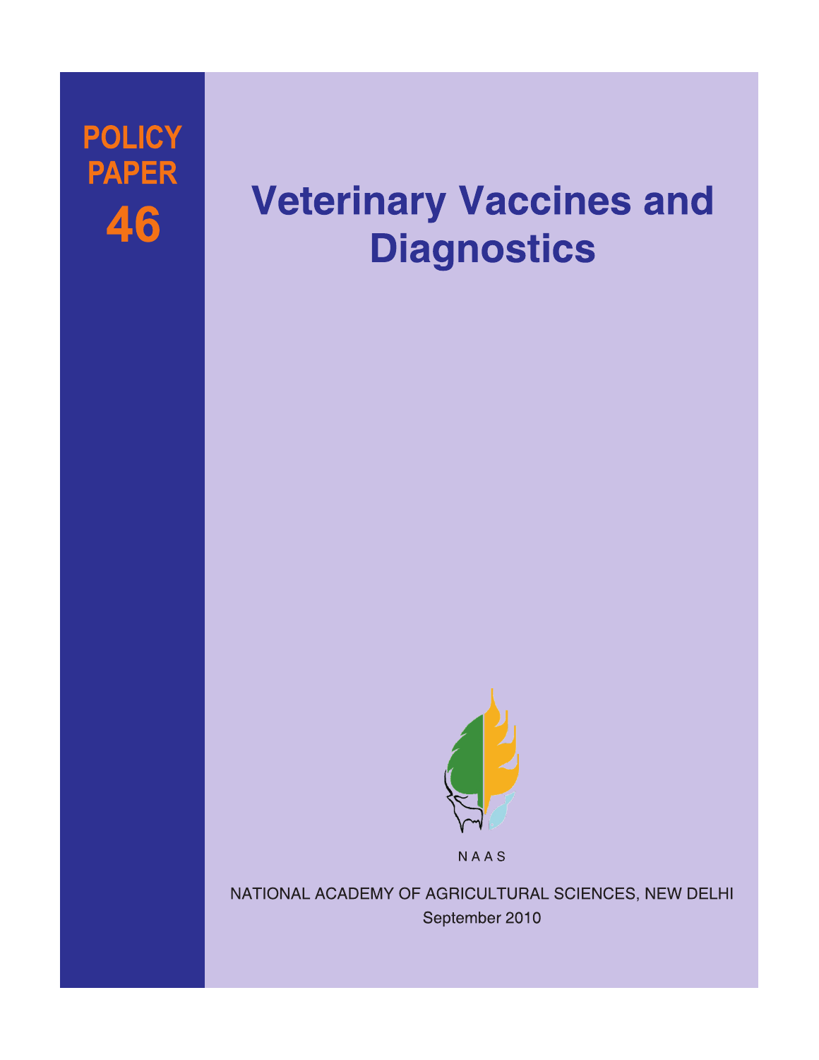**POLICY PAPER**

**46**

# Veterinary Vaccines and Diagnostics

NAAS

NATIONAL ACADEMY OF AGRICULTURAL SCIENCES, NEW DELHI

September 2010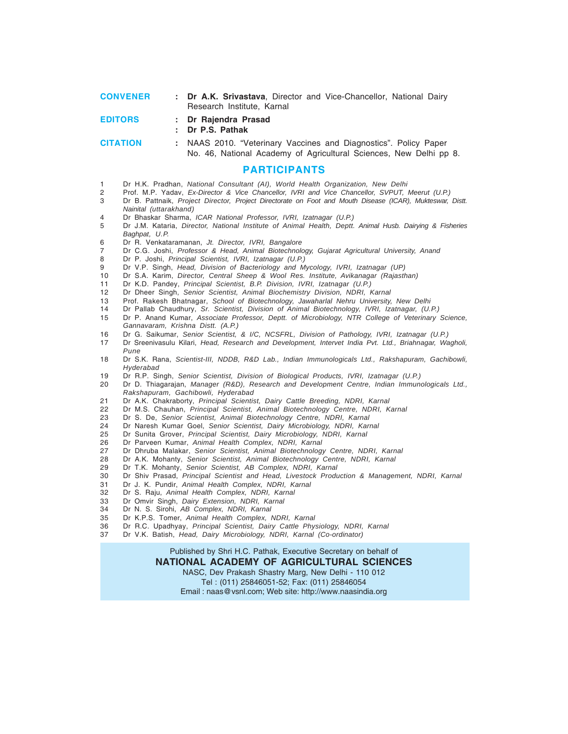**CONVENER** : **Dr A.K. Srivastava**, Director and Vice-Chancellor, National Dairy Research Institute, Karnal

**EDITORS** : **Dr Rajendra Prasad**
: **Dr P.S. Pathak**

**CITATION** : NAAS 2010. "Veterinary Vaccines and Diagnostics". Policy Paper No. 46, National Academy of Agricultural Sciences, New Delhi pp 8.

## PARTICIPANTS

1. Dr H.K. Pradhan, *National Consultant (AI), World Health Organization, New Delhi*
2. Prof. M.P. Yadav, *Ex-Director & Vice Chancellor, IVRI and Vice Chancellor, SVPUT, Meerut (U.P.)*
3. Dr B. Pattnaik, *Project Director, Project Directorate on Foot and Mouth Disease (ICAR), Mukteswar, Distt. Nainital (uttarakhand)*
4. Dr Bhaskar Sharma, *ICAR National Professor, IVRI, Izatnagar (U.P.)*
5. Dr J.M. Kataria, *Director, National Institute of Animal Health, Deptt. Animal Husb. Dairying & Fisheries Baghpat, U.P.*
6. Dr R. Venkataramanan, *Jt. Director, IVRI, Bangalore*
7. Dr C.G. Joshi, *Professor & Head, Animal Biotechnology, Gujarat Agricultural University, Anand*
8. Dr P. Joshi, *Principal Scientist, IVRI, Izatnagar (U.P.)*
9. Dr V.P. Singh, *Head, Division of Bacteriology and Mycology, IVRI, Izatnagar (UP)*
10. Dr S.A. Karim, *Director, Central Sheep & Wool Res. Institute, Avikanagar (Rajasthan)*
11. Dr K.D. Pandey, *Principal Scientist, B.P. Division, IVRI, Izatnagar (U.P.)*
12. Dr Dheer Singh, *Senior Scientist, Animal Biochemistry Division, NDRI, Karnal*
13. Prof. Rakesh Bhatnagar, *School of Biotechnology, Jawaharlal Nehru University, New Delhi*
14. Dr Pallab Chaudhury, *Sr. Scientist, Division of Animal Biotechnology, IVRI, Izatnagar, (U.P.)*
15. Dr P. Anand Kumar, *Associate Professor, Deptt. of Microbiology, NTR College of Veterinary Science, Gannavaram, Krishna Distt. (A.P.)*
16. Dr G. Saikumar, *Senior Scientist, & I/C, NCSFRL, Division of Pathology, IVRI, Izatnagar (U.P.)*
17. Dr Sreenivasulu Kilari, *Head, Research and Development, Intervet India Pvt. Ltd., Briahnagar, Wagholi, Pune*
18. Dr S.K. Rana, *Scientist-III, NDDB, R&D Lab., Indian Immunologicals Ltd., Rakshapuram, Gachibowli, Hyderabad*
19. Dr R.P. Singh, *Senior Scientist, Division of Biological Products, IVRI, Izatnagar (U.P.)*
20. Dr D. Thiagarajan, *Manager (R&D), Research and Development Centre, Indian Immunologicals Ltd., Rakshapuram, Gachibowli, Hyderabad*
21. Dr A.K. Chakraborty, *Principal Scientist, Dairy Cattle Breeding, NDRI, Karnal*
22. Dr M.S. Chauhan, *Principal Scientist, Animal Biotechnology Centre, NDRI, Karnal*
23. Dr S. De, *Senior Scientist, Animal Biotechnology Centre, NDRI, Karnal*
24. Dr Naresh Kumar Goel, *Senior Scientist, Dairy Microbiology, NDRI, Karnal*
25. Dr Sunita Grover, *Principal Scientist, Dairy Microbiology, NDRI, Karnal*
26. Dr Parveen Kumar, *Animal Health Complex, NDRI, Karnal*
27. Dr Dhruba Malakar, *Senior Scientist, Animal Biotechnology Centre, NDRI, Karnal*
28. Dr A.K. Mohanty, *Senior Scientist, Animal Biotechnology Centre, NDRI, Karnal*
29. Dr T.K. Mohanty, *Senior Scientist, AB Complex, NDRI, Karnal*
30. Dr Shiv Prasad, *Principal Scientist and Head, Livestock Production & Management, NDRI, Karnal*
31. Dr J. K. Pundir, *Animal Health Complex, NDRI, Karnal*
32. Dr S. Raju, *Animal Health Complex, NDRI, Karnal*
33. Dr Omvir Singh, *Dairy Extension, NDRI, Karnal*
34. Dr N. S. Sirohi, *AB Complex, NDRI, Karnal*
35. Dr K.P.S. Tomer, *Animal Health Complex, NDRI, Karnal*
36. Dr R.C. Upadhyay, *Principal Scientist, Dairy Cattle Physiology, NDRI, Karnal*
37. Dr V.K. Batish, *Head, Dairy Microbiology, NDRI, Karnal (Co-ordinator)*

Published by Shri H.C. Pathak, Executive Secretary on behalf of
**NATIONAL ACADEMY OF AGRICULTURAL SCIENCES**
NASC, Dev Prakash Shastry Marg, New Delhi - 110 012
Tel : (011) 25846051-52; Fax: (011) 25846054
Email : naas@vsnl.com; Web site: http://www.naasindia.org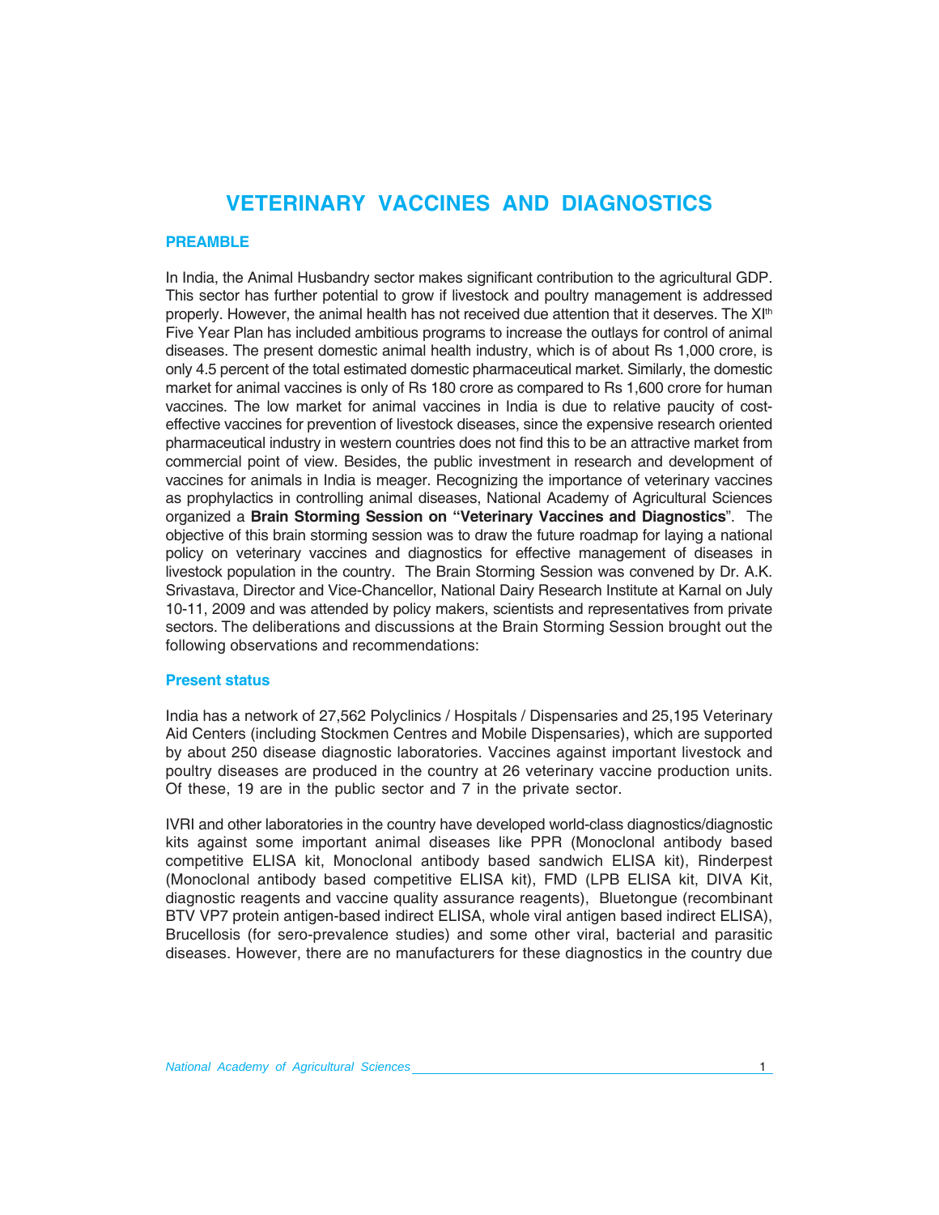# VETERINARY VACCINES AND DIAGNOSTICS

## PREAMBLE

In India, the Animal Husbandry sector makes significant contribution to the agricultural GDP. This sector has further potential to grow if livestock and poultry management is addressed properly. However, the animal health has not received due attention that it deserves. The XI$^{th}$ Five Year Plan has included ambitious programs to increase the outlays for control of animal diseases. The present domestic animal health industry, which is of about Rs 1,000 crore, is only 4.5 percent of the total estimated domestic pharmaceutical market. Similarly, the domestic market for animal vaccines is only of Rs 180 crore as compared to Rs 1,600 crore for human vaccines. The low market for animal vaccines in India is due to relative paucity of cost-effective vaccines for prevention of livestock diseases, since the expensive research oriented pharmaceutical industry in western countries does not find this to be an attractive market from commercial point of view. Besides, the public investment in research and development of vaccines for animals in India is meager. Recognizing the importance of veterinary vaccines as prophylactics in controlling animal diseases, National Academy of Agricultural Sciences organized a **Brain Storming Session on "Veterinary Vaccines and Diagnostics**". The objective of this brain storming session was to draw the future roadmap for laying a national policy on veterinary vaccines and diagnostics for effective management of diseases in livestock population in the country. The Brain Storming Session was convened by Dr. A.K. Srivastava, Director and Vice-Chancellor, National Dairy Research Institute at Karnal on July 10-11, 2009 and was attended by policy makers, scientists and representatives from private sectors. The deliberations and discussions at the Brain Storming Session brought out the following observations and recommendations:

### Present status

India has a network of 27,562 Polyclinics / Hospitals / Dispensaries and 25,195 Veterinary Aid Centers (including Stockmen Centres and Mobile Dispensaries), which are supported by about 250 disease diagnostic laboratories. Vaccines against important livestock and poultry diseases are produced in the country at 26 veterinary vaccine production units. Of these, 19 are in the public sector and 7 in the private sector.

IVRI and other laboratories in the country have developed world-class diagnostics/diagnostic kits against some important animal diseases like PPR (Monoclonal antibody based competitive ELISA kit, Monoclonal antibody based sandwich ELISA kit), Rinderpest (Monoclonal antibody based competitive ELISA kit), FMD (LPB ELISA kit, DIVA Kit, diagnostic reagents and vaccine quality assurance reagents), Bluetongue (recombinant BTV VP7 protein antigen-based indirect ELISA, whole viral antigen based indirect ELISA), Brucellosis (for sero-prevalence studies) and some other viral, bacterial and parasitic diseases. However, there are no manufacturers for these diagnostics in the country due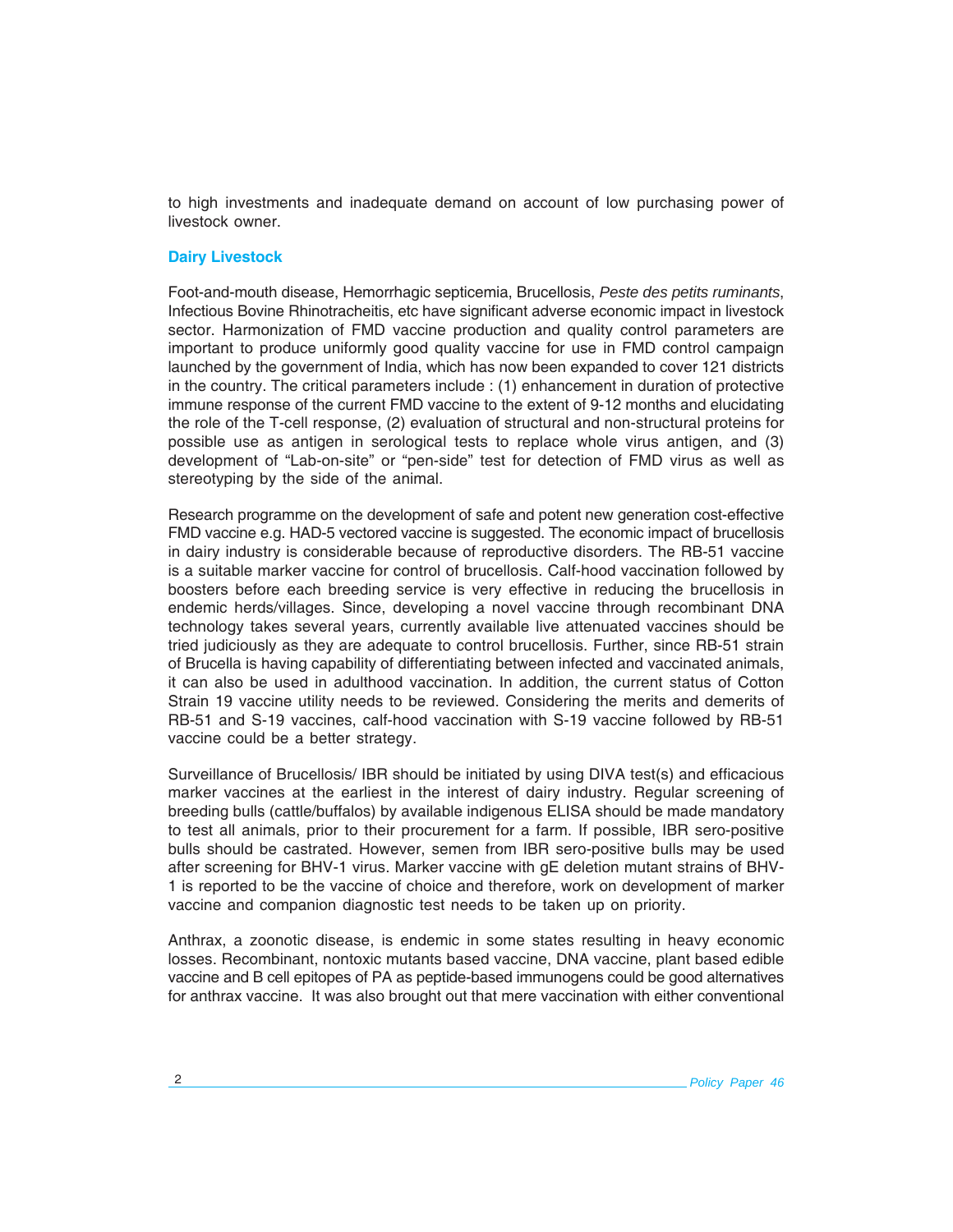to high investments and inadequate demand on account of low purchasing power of livestock owner.

## Dairy Livestock

Foot-and-mouth disease, Hemorrhagic septicemia, Brucellosis, *Peste des petits ruminants*, Infectious Bovine Rhinotracheitis, etc have significant adverse economic impact in livestock sector. Harmonization of FMD vaccine production and quality control parameters are important to produce uniformly good quality vaccine for use in FMD control campaign launched by the government of India, which has now been expanded to cover 121 districts in the country. The critical parameters include : (1) enhancement in duration of protective immune response of the current FMD vaccine to the extent of 9-12 months and elucidating the role of the T-cell response, (2) evaluation of structural and non-structural proteins for possible use as antigen in serological tests to replace whole virus antigen, and (3) development of "Lab-on-site" or "pen-side" test for detection of FMD virus as well as stereotyping by the side of the animal.

Research programme on the development of safe and potent new generation cost-effective FMD vaccine e.g. HAD-5 vectored vaccine is suggested. The economic impact of brucellosis in dairy industry is considerable because of reproductive disorders. The RB-51 vaccine is a suitable marker vaccine for control of brucellosis. Calf-hood vaccination followed by boosters before each breeding service is very effective in reducing the brucellosis in endemic herds/villages. Since, developing a novel vaccine through recombinant DNA technology takes several years, currently available live attenuated vaccines should be tried judiciously as they are adequate to control brucellosis. Further, since RB-51 strain of Brucella is having capability of differentiating between infected and vaccinated animals, it can also be used in adulthood vaccination. In addition, the current status of Cotton Strain 19 vaccine utility needs to be reviewed. Considering the merits and demerits of RB-51 and S-19 vaccines, calf-hood vaccination with S-19 vaccine followed by RB-51 vaccine could be a better strategy.

Surveillance of Brucellosis/ IBR should be initiated by using DIVA test(s) and efficacious marker vaccines at the earliest in the interest of dairy industry. Regular screening of breeding bulls (cattle/buffalos) by available indigenous ELISA should be made mandatory to test all animals, prior to their procurement for a farm. If possible, IBR sero-positive bulls should be castrated. However, semen from IBR sero-positive bulls may be used after screening for BHV-1 virus. Marker vaccine with gE deletion mutant strains of BHV-1 is reported to be the vaccine of choice and therefore, work on development of marker vaccine and companion diagnostic test needs to be taken up on priority.

Anthrax, a zoonotic disease, is endemic in some states resulting in heavy economic losses. Recombinant, nontoxic mutants based vaccine, DNA vaccine, plant based edible vaccine and B cell epitopes of PA as peptide-based immunogens could be good alternatives for anthrax vaccine. It was also brought out that mere vaccination with either conventional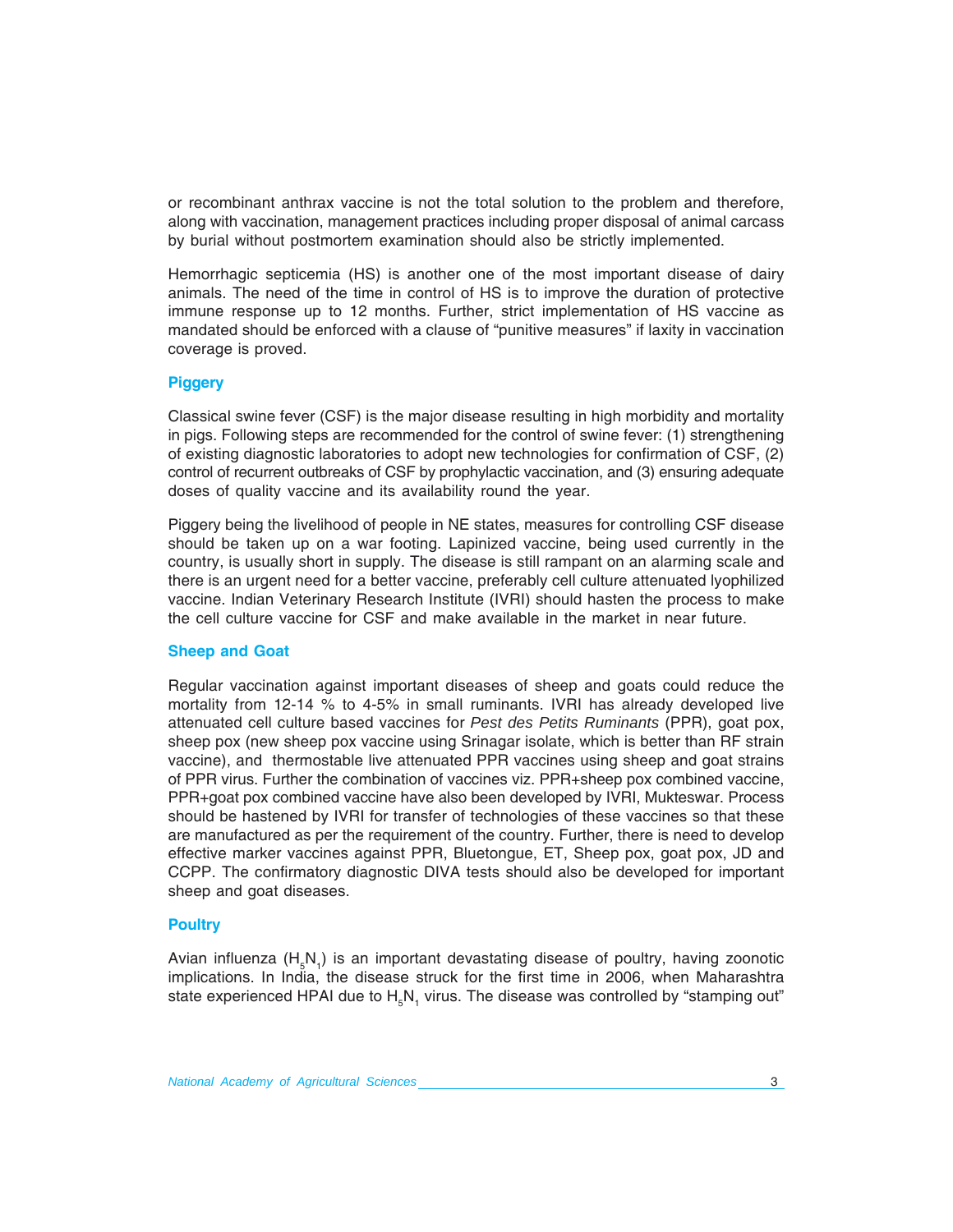or recombinant anthrax vaccine is not the total solution to the problem and therefore, along with vaccination, management practices including proper disposal of animal carcass by burial without postmortem examination should also be strictly implemented.

Hemorrhagic septicemia (HS) is another one of the most important disease of dairy animals. The need of the time in control of HS is to improve the duration of protective immune response up to 12 months. Further, strict implementation of HS vaccine as mandated should be enforced with a clause of "punitive measures" if laxity in vaccination coverage is proved.

### Piggery

Classical swine fever (CSF) is the major disease resulting in high morbidity and mortality in pigs. Following steps are recommended for the control of swine fever: (1) strengthening of existing diagnostic laboratories to adopt new technologies for confirmation of CSF, (2) control of recurrent outbreaks of CSF by prophylactic vaccination, and (3) ensuring adequate doses of quality vaccine and its availability round the year.

Piggery being the livelihood of people in NE states, measures for controlling CSF disease should be taken up on a war footing. Lapinized vaccine, being used currently in the country, is usually short in supply. The disease is still rampant on an alarming scale and there is an urgent need for a better vaccine, preferably cell culture attenuated lyophilized vaccine. Indian Veterinary Research Institute (IVRI) should hasten the process to make the cell culture vaccine for CSF and make available in the market in near future.

### Sheep and Goat

Regular vaccination against important diseases of sheep and goats could reduce the mortality from 12-14 % to 4-5% in small ruminants. IVRI has already developed live attenuated cell culture based vaccines for *Pest des Petits Ruminants* (PPR), goat pox, sheep pox (new sheep pox vaccine using Srinagar isolate, which is better than RF strain vaccine), and thermostable live attenuated PPR vaccines using sheep and goat strains of PPR virus. Further the combination of vaccines viz. PPR+sheep pox combined vaccine, PPR+goat pox combined vaccine have also been developed by IVRI, Mukteswar. Process should be hastened by IVRI for transfer of technologies of these vaccines so that these are manufactured as per the requirement of the country. Further, there is need to develop effective marker vaccines against PPR, Bluetongue, ET, Sheep pox, goat pox, JD and CCPP. The confirmatory diagnostic DIVA tests should also be developed for important sheep and goat diseases.

### Poultry

Avian influenza ($H_5N_1$) is an important devastating disease of poultry, having zoonotic implications. In India, the disease struck for the first time in 2006, when Maharashtra state experienced HPAI due to $H_5N_1$ virus. The disease was controlled by "stamping out"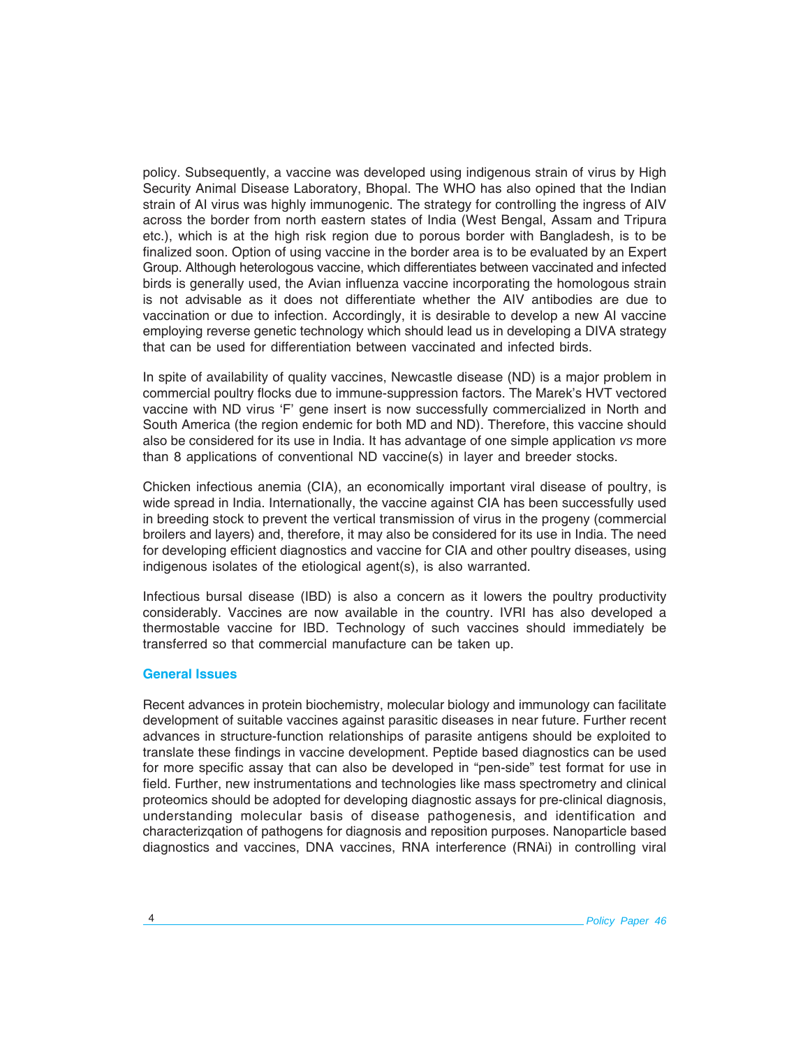policy. Subsequently, a vaccine was developed using indigenous strain of virus by High Security Animal Disease Laboratory, Bhopal. The WHO has also opined that the Indian strain of AI virus was highly immunogenic. The strategy for controlling the ingress of AIV across the border from north eastern states of India (West Bengal, Assam and Tripura etc.), which is at the high risk region due to porous border with Bangladesh, is to be finalized soon. Option of using vaccine in the border area is to be evaluated by an Expert Group. Although heterologous vaccine, which differentiates between vaccinated and infected birds is generally used, the Avian influenza vaccine incorporating the homologous strain is not advisable as it does not differentiate whether the AIV antibodies are due to vaccination or due to infection. Accordingly, it is desirable to develop a new AI vaccine employing reverse genetic technology which should lead us in developing a DIVA strategy that can be used for differentiation between vaccinated and infected birds.

In spite of availability of quality vaccines, Newcastle disease (ND) is a major problem in commercial poultry flocks due to immune-suppression factors. The Marek's HVT vectored vaccine with ND virus 'F' gene insert is now successfully commercialized in North and South America (the region endemic for both MD and ND). Therefore, this vaccine should also be considered for its use in India. It has advantage of one simple application *vs* more than 8 applications of conventional ND vaccine(s) in layer and breeder stocks.

Chicken infectious anemia (CIA), an economically important viral disease of poultry, is wide spread in India. Internationally, the vaccine against CIA has been successfully used in breeding stock to prevent the vertical transmission of virus in the progeny (commercial broilers and layers) and, therefore, it may also be considered for its use in India. The need for developing efficient diagnostics and vaccine for CIA and other poultry diseases, using indigenous isolates of the etiological agent(s), is also warranted.

Infectious bursal disease (IBD) is also a concern as it lowers the poultry productivity considerably. Vaccines are now available in the country. IVRI has also developed a thermostable vaccine for IBD. Technology of such vaccines should immediately be transferred so that commercial manufacture can be taken up.

## General Issues

Recent advances in protein biochemistry, molecular biology and immunology can facilitate development of suitable vaccines against parasitic diseases in near future. Further recent advances in structure-function relationships of parasite antigens should be exploited to translate these findings in vaccine development. Peptide based diagnostics can be used for more specific assay that can also be developed in "pen-side" test format for use in field. Further, new instrumentations and technologies like mass spectrometry and clinical proteomics should be adopted for developing diagnostic assays for pre-clinical diagnosis, understanding molecular basis of disease pathogenesis, and identification and characterizqation of pathogens for diagnosis and reposition purposes. Nanoparticle based diagnostics and vaccines, DNA vaccines, RNA interference (RNAi) in controlling viral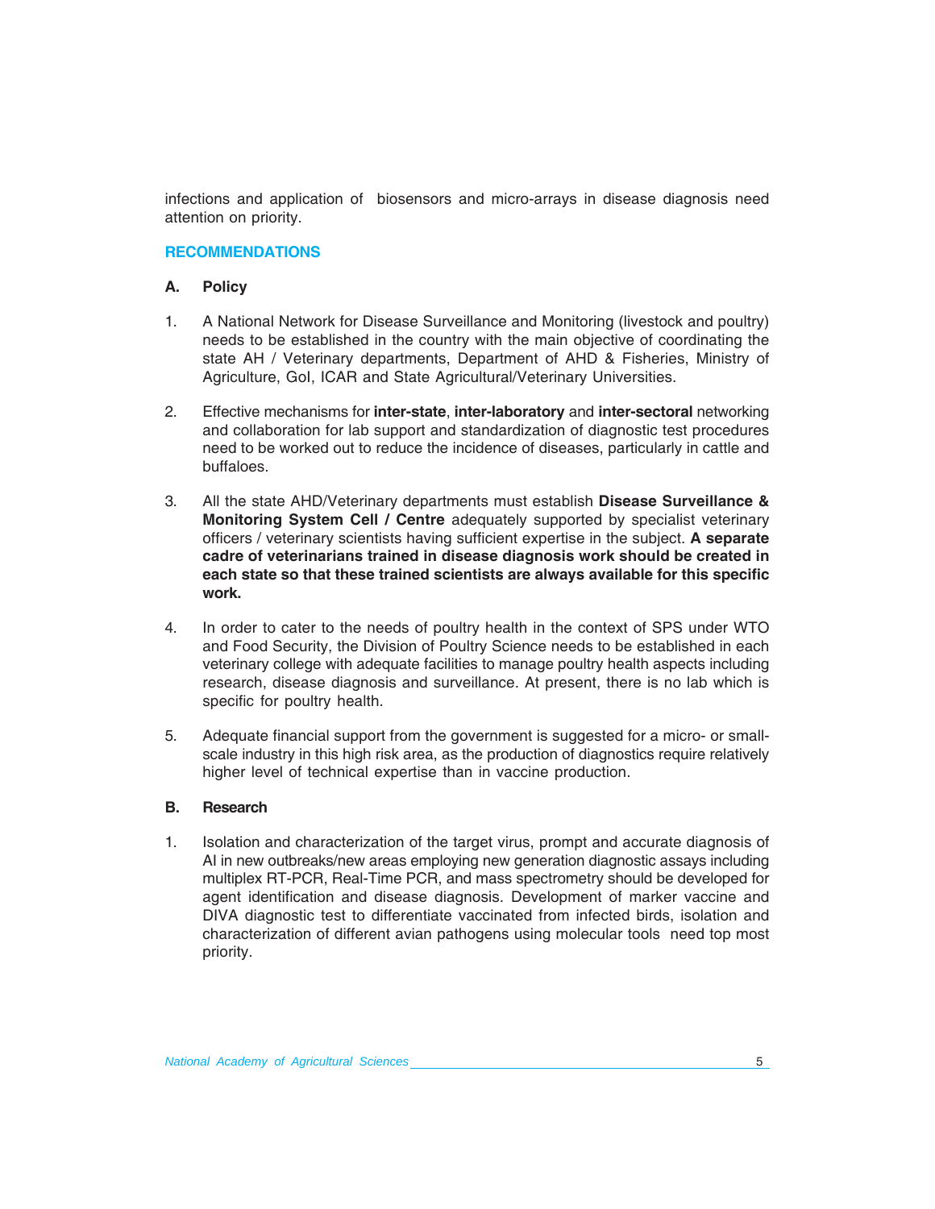infections and application of biosensors and micro-arrays in disease diagnosis need attention on priority.

## RECOMMENDATIONS

### A. Policy

1. A National Network for Disease Surveillance and Monitoring (livestock and poultry) needs to be established in the country with the main objective of coordinating the state AH / Veterinary departments, Department of AHD & Fisheries, Ministry of Agriculture, GoI, ICAR and State Agricultural/Veterinary Universities.

2. Effective mechanisms for **inter-state**, **inter-laboratory** and **inter-sectoral** networking and collaboration for lab support and standardization of diagnostic test procedures need to be worked out to reduce the incidence of diseases, particularly in cattle and buffaloes.

3. All the state AHD/Veterinary departments must establish **Disease Surveillance & Monitoring System Cell / Centre** adequately supported by specialist veterinary officers / veterinary scientists having sufficient expertise in the subject. **A separate cadre of veterinarians trained in disease diagnosis work should be created in each state so that these trained scientists are always available for this specific work.**

4. In order to cater to the needs of poultry health in the context of SPS under WTO and Food Security, the Division of Poultry Science needs to be established in each veterinary college with adequate facilities to manage poultry health aspects including research, disease diagnosis and surveillance. At present, there is no lab which is specific for poultry health.

5. Adequate financial support from the government is suggested for a micro- or small-scale industry in this high risk area, as the production of diagnostics require relatively higher level of technical expertise than in vaccine production.

### B. Research

1. Isolation and characterization of the target virus, prompt and accurate diagnosis of AI in new outbreaks/new areas employing new generation diagnostic assays including multiplex RT-PCR, Real-Time PCR, and mass spectrometry should be developed for agent identification and disease diagnosis. Development of marker vaccine and DIVA diagnostic test to differentiate vaccinated from infected birds, isolation and characterization of different avian pathogens using molecular tools need top most priority.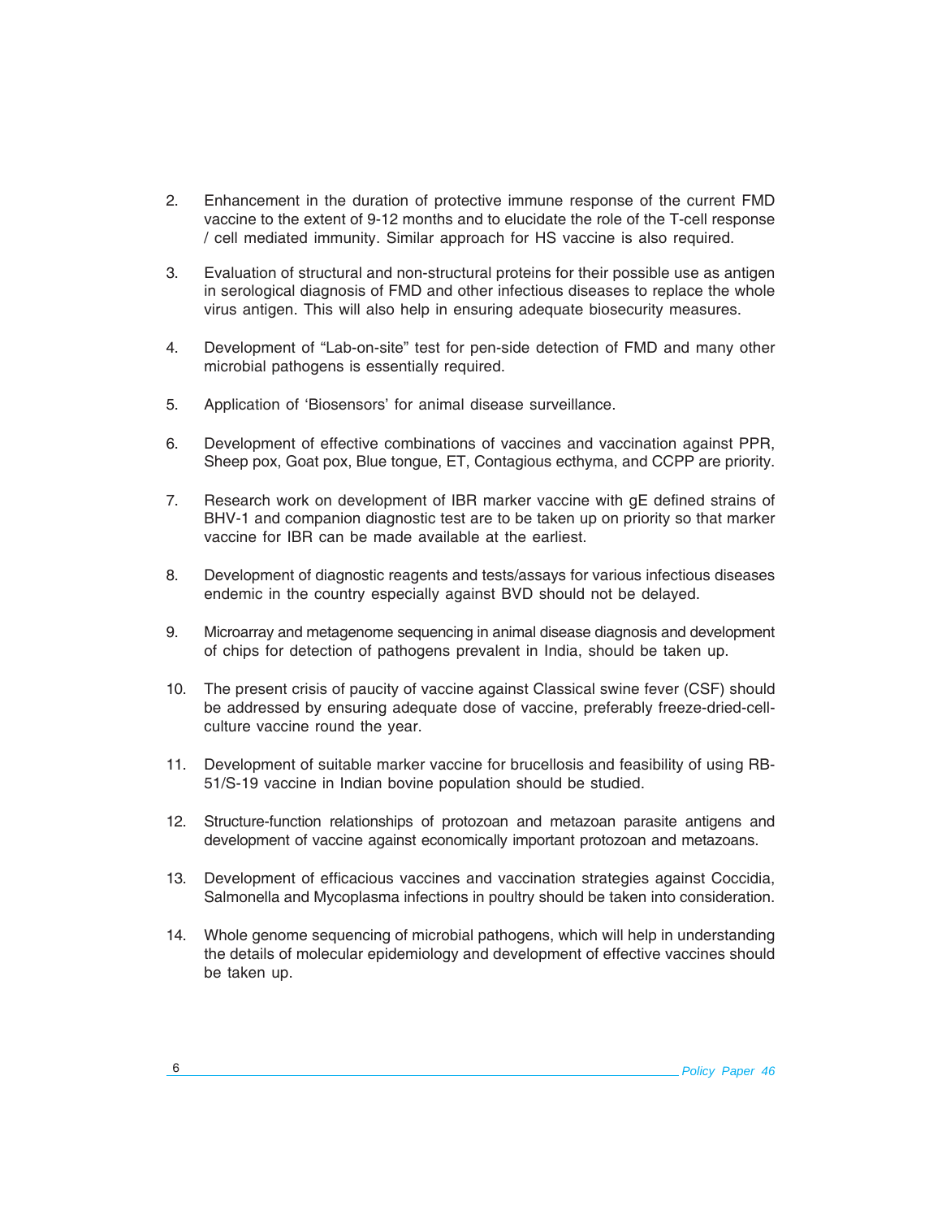2. Enhancement in the duration of protective immune response of the current FMD vaccine to the extent of 9-12 months and to elucidate the role of the T-cell response / cell mediated immunity. Similar approach for HS vaccine is also required.

3. Evaluation of structural and non-structural proteins for their possible use as antigen in serological diagnosis of FMD and other infectious diseases to replace the whole virus antigen. This will also help in ensuring adequate biosecurity measures.

4. Development of "Lab-on-site" test for pen-side detection of FMD and many other microbial pathogens is essentially required.

5. Application of 'Biosensors' for animal disease surveillance.

6. Development of effective combinations of vaccines and vaccination against PPR, Sheep pox, Goat pox, Blue tongue, ET, Contagious ecthyma, and CCPP are priority.

7. Research work on development of IBR marker vaccine with gE defined strains of BHV-1 and companion diagnostic test are to be taken up on priority so that marker vaccine for IBR can be made available at the earliest.

8. Development of diagnostic reagents and tests/assays for various infectious diseases endemic in the country especially against BVD should not be delayed.

9. Microarray and metagenome sequencing in animal disease diagnosis and development of chips for detection of pathogens prevalent in India, should be taken up.

10. The present crisis of paucity of vaccine against Classical swine fever (CSF) should be addressed by ensuring adequate dose of vaccine, preferably freeze-dried-cell-culture vaccine round the year.

11. Development of suitable marker vaccine for brucellosis and feasibility of using RB-51/S-19 vaccine in Indian bovine population should be studied.

12. Structure-function relationships of protozoan and metazoan parasite antigens and development of vaccine against economically important protozoan and metazoans.

13. Development of efficacious vaccines and vaccination strategies against Coccidia, Salmonella and Mycoplasma infections in poultry should be taken into consideration.

14. Whole genome sequencing of microbial pathogens, which will help in understanding the details of molecular epidemiology and development of effective vaccines should be taken up.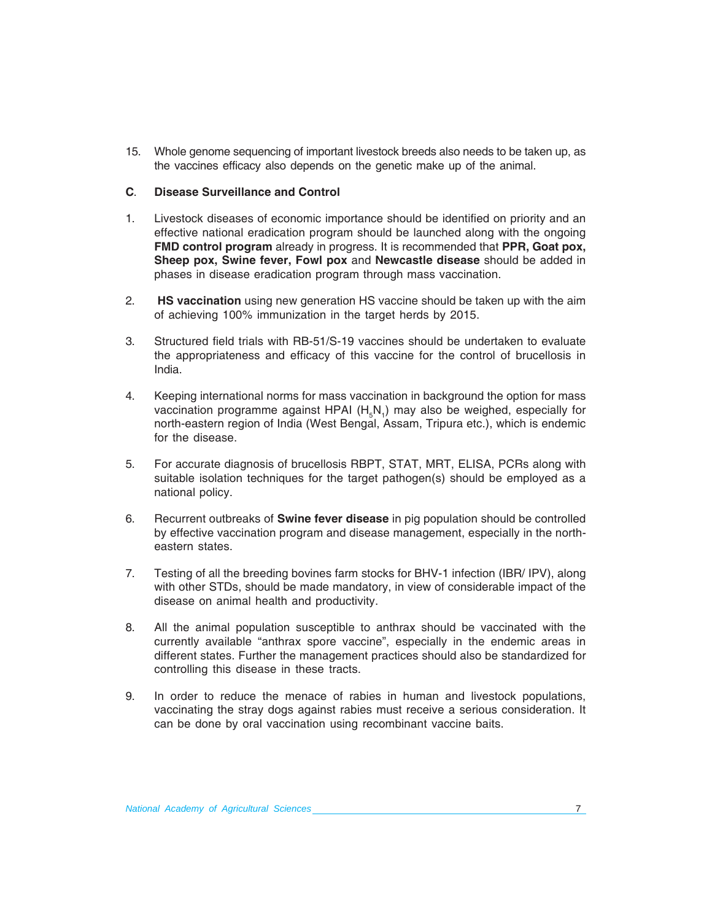15. Whole genome sequencing of important livestock breeds also needs to be taken up, as the vaccines efficacy also depends on the genetic make up of the animal.

**C. Disease Surveillance and Control**

1. Livestock diseases of economic importance should be identified on priority and an effective national eradication program should be launched along with the ongoing **FMD control program** already in progress. It is recommended that **PPR, Goat pox, Sheep pox, Swine fever, Fowl pox** and **Newcastle disease** should be added in phases in disease eradication program through mass vaccination.

2. **HS vaccination** using new generation HS vaccine should be taken up with the aim of achieving 100% immunization in the target herds by 2015.

3. Structured field trials with RB-51/S-19 vaccines should be undertaken to evaluate the appropriateness and efficacy of this vaccine for the control of brucellosis in India.

4. Keeping international norms for mass vaccination in background the option for mass vaccination programme against HPAI ($H_5N_1$) may also be weighed, especially for north-eastern region of India (West Bengal, Assam, Tripura etc.), which is endemic for the disease.

5. For accurate diagnosis of brucellosis RBPT, STAT, MRT, ELISA, PCRs along with suitable isolation techniques for the target pathogen(s) should be employed as a national policy.

6. Recurrent outbreaks of **Swine fever disease** in pig population should be controlled by effective vaccination program and disease management, especially in the north-eastern states.

7. Testing of all the breeding bovines farm stocks for BHV-1 infection (IBR/ IPV), along with other STDs, should be made mandatory, in view of considerable impact of the disease on animal health and productivity.

8. All the animal population susceptible to anthrax should be vaccinated with the currently available "anthrax spore vaccine", especially in the endemic areas in different states. Further the management practices should also be standardized for controlling this disease in these tracts.

9. In order to reduce the menace of rabies in human and livestock populations, vaccinating the stray dogs against rabies must receive a serious consideration. It can be done by oral vaccination using recombinant vaccine baits.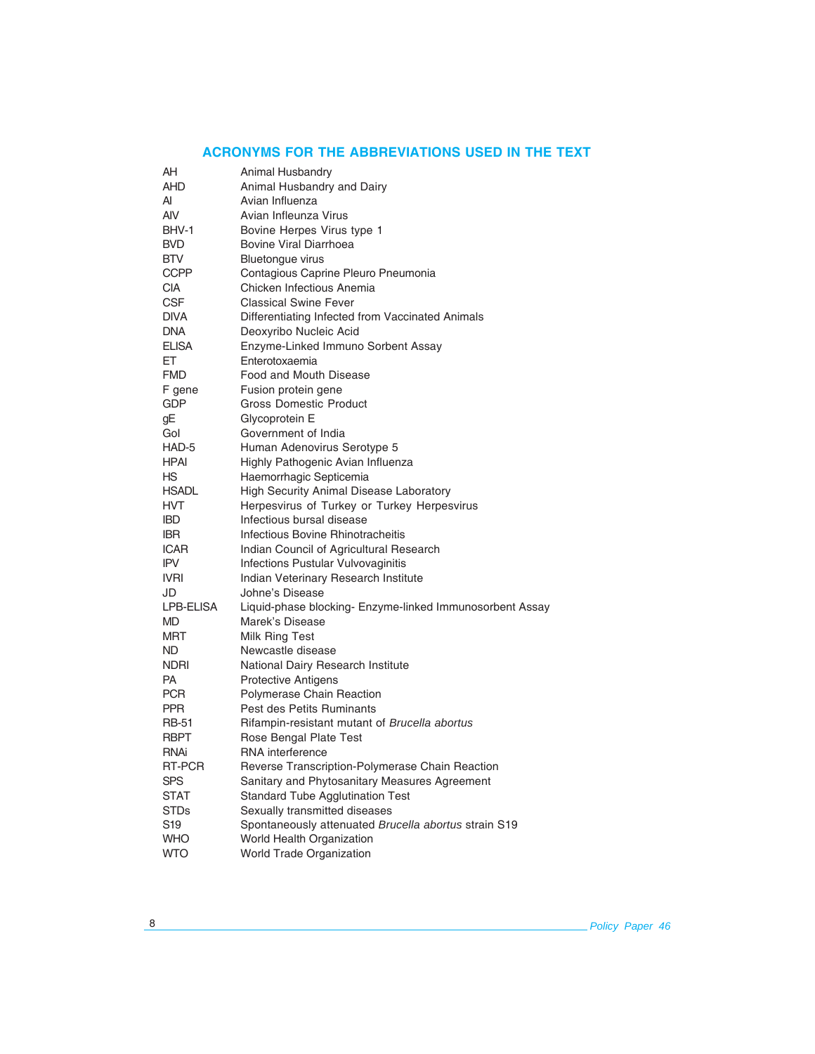## ACRONYMS FOR THE ABBREVIATIONS USED IN THE TEXT

| | |
|---|---|
| AH | Animal Husbandry |
| AHD | Animal Husbandry and Dairy |
| AI | Avian Influenza |
| AIV | Avian Infleunza Virus |
| BHV-1 | Bovine Herpes Virus type 1 |
| BVD | Bovine Viral Diarrhoea |
| BTV | Bluetongue virus |
| CCPP | Contagious Caprine Pleuro Pneumonia |
| CIA | Chicken Infectious Anemia |
| CSF | Classical Swine Fever |
| DIVA | Differentiating Infected from Vaccinated Animals |
| DNA | Deoxyribo Nucleic Acid |
| ELISA | Enzyme-Linked Immuno Sorbent Assay |
| ET | Enterotoxaemia |
| FMD | Food and Mouth Disease |
| F gene | Fusion protein gene |
| GDP | Gross Domestic Product |
| gE | Glycoprotein E |
| GoI | Government of India |
| HAD-5 | Human Adenovirus Serotype 5 |
| HPAI | Highly Pathogenic Avian Influenza |
| HS | Haemorrhagic Septicemia |
| HSADL | High Security Animal Disease Laboratory |
| HVT | Herpesvirus of Turkey or Turkey Herpesvirus |
| IBD | Infectious bursal disease |
| IBR | Infectious Bovine Rhinotracheitis |
| ICAR | Indian Council of Agricultural Research |
| IPV | Infections Pustular Vulvovaginitis |
| IVRI | Indian Veterinary Research Institute |
| JD | Johne's Disease |
| LPB-ELISA | Liquid-phase blocking- Enzyme-linked Immunosorbent Assay |
| MD | Marek's Disease |
| MRT | Milk Ring Test |
| ND | Newcastle disease |
| NDRI | National Dairy Research Institute |
| PA | Protective Antigens |
| PCR | Polymerase Chain Reaction |
| PPR | Pest des Petits Ruminants |
| RB-51 | Rifampin-resistant mutant of *Brucella abortus* |
| RBPT | Rose Bengal Plate Test |
| RNAi | RNA interference |
| RT-PCR | Reverse Transcription-Polymerase Chain Reaction |
| SPS | Sanitary and Phytosanitary Measures Agreement |
| STAT | Standard Tube Agglutination Test |
| STDs | Sexually transmitted diseases |
| S19 | Spontaneously attenuated *Brucella abortus* strain S19 |
| WHO | World Health Organization |
| WTO | World Trade Organization |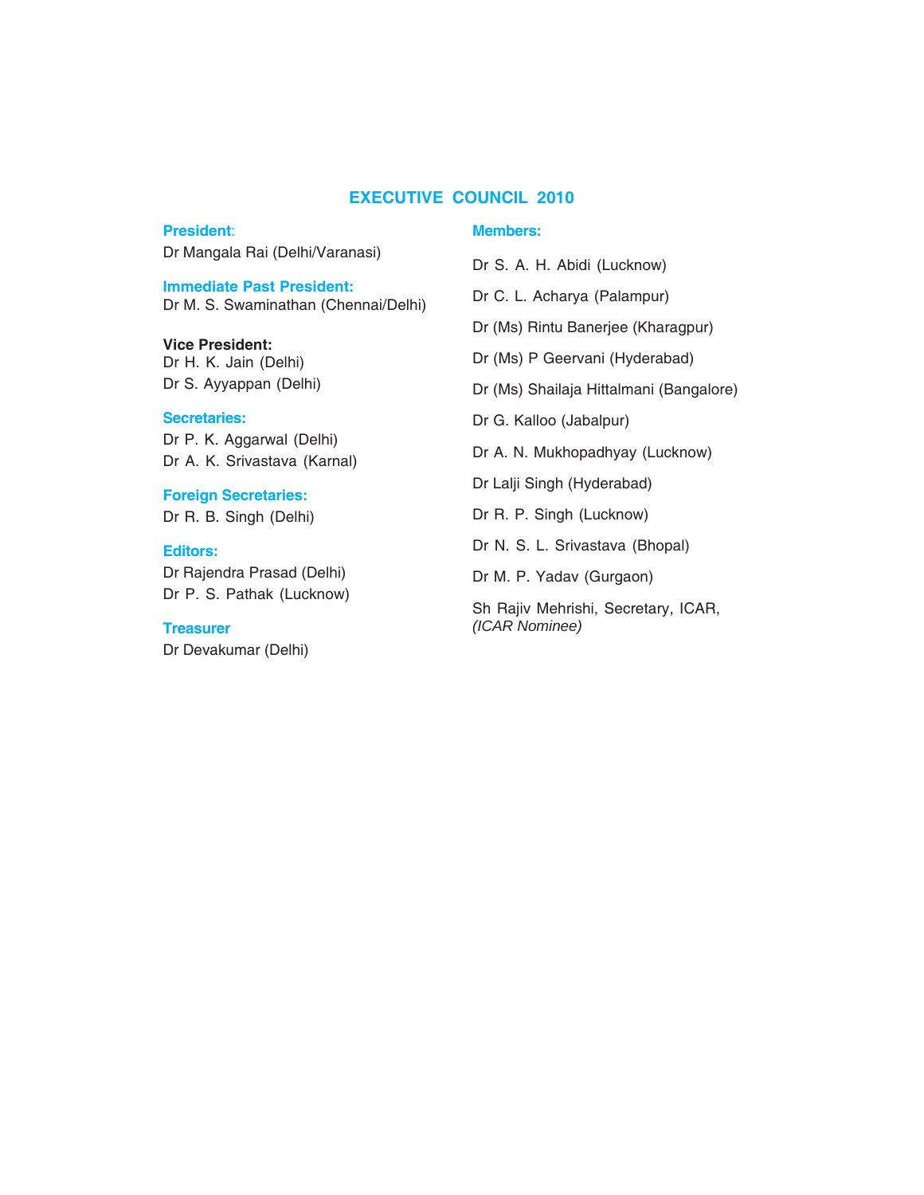# EXECUTIVE COUNCIL 2010

**President:**
Dr Mangala Rai (Delhi/Varanasi)

**Immediate Past President:**
Dr M. S. Swaminathan (Chennai/Delhi)

**Vice President:**
Dr H. K. Jain (Delhi)
Dr S. Ayyappan (Delhi)

**Secretaries:**
Dr P. K. Aggarwal (Delhi)
Dr A. K. Srivastava (Karnal)

**Foreign Secretaries:**
Dr R. B. Singh (Delhi)

**Editors:**
Dr Rajendra Prasad (Delhi)
Dr P. S. Pathak (Lucknow)

**Treasurer**
Dr Devakumar (Delhi)

**Members:**

Dr S. A. H. Abidi (Lucknow)

Dr C. L. Acharya (Palampur)

Dr (Ms) Rintu Banerjee (Kharagpur)

Dr (Ms) P Geervani (Hyderabad)

Dr (Ms) Shailaja Hittalmani (Bangalore)

Dr G. Kalloo (Jabalpur)

Dr A. N. Mukhopadhyay (Lucknow)

Dr Lalji Singh (Hyderabad)

Dr R. P. Singh (Lucknow)

Dr N. S. L. Srivastava (Bhopal)

Dr M. P. Yadav (Gurgaon)

Sh Rajiv Mehrishi, Secretary, ICAR,
*(ICAR Nominee)*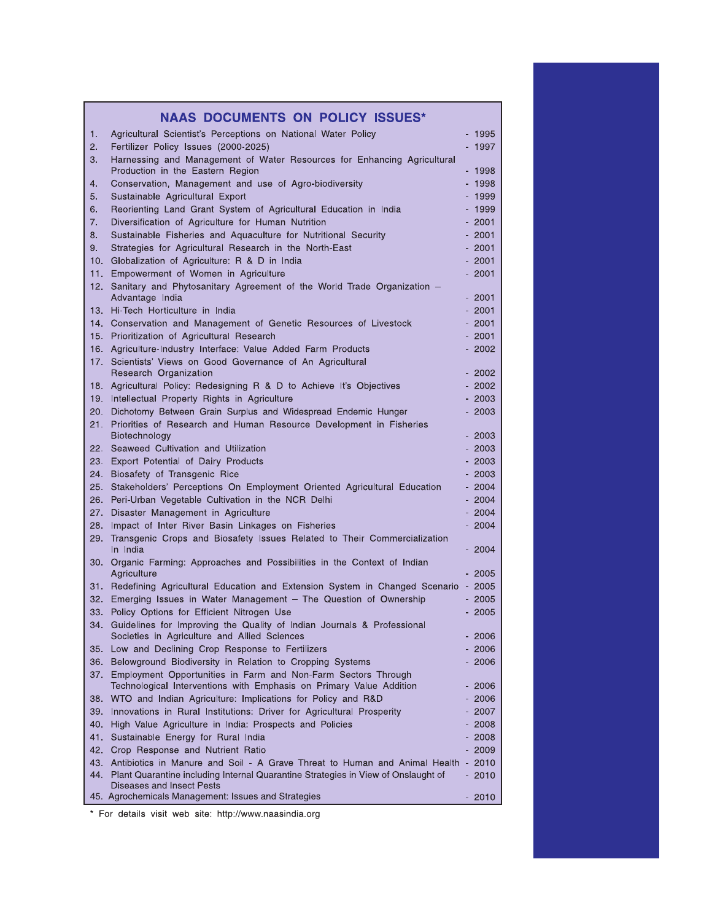## NAAS DOCUMENTS ON POLICY ISSUES*

1. Agricultural Scientist's Perceptions on National Water Policy - 1995
2. Fertilizer Policy Issues (2000-2025) - 1997
3. Harnessing and Management of Water Resources for Enhancing Agricultural Production in the Eastern Region - 1998
4. Conservation, Management and use of Agro-biodiversity - 1998
5. Sustainable Agricultural Export - 1999
6. Reorienting Land Grant System of Agricultural Education in India - 1999
7. Diversification of Agriculture for Human Nutrition - 2001
8. Sustainable Fisheries and Aquaculture for Nutritional Security - 2001
9. Strategies for Agricultural Research in the North-East - 2001
10. Globalization of Agriculture: R & D in India - 2001
11. Empowerment of Women in Agriculture - 2001
12. Sanitary and Phytosanitary Agreement of the World Trade Organization – Advantage India - 2001
13. Hi-Tech Horticulture in India - 2001
14. Conservation and Management of Genetic Resources of Livestock - 2001
15. Prioritization of Agricultural Research - 2001
16. Agriculture-Industry Interface: Value Added Farm Products - 2002
17. Scientists' Views on Good Governance of An Agricultural Research Organization - 2002
18. Agricultural Policy: Redesigning R & D to Achieve It's Objectives - 2002
19. Intellectual Property Rights in Agriculture - 2003
20. Dichotomy Between Grain Surplus and Widespread Endemic Hunger - 2003
21. Priorities of Research and Human Resource Development in Fisheries Biotechnology - 2003
22. Seaweed Cultivation and Utilization - 2003
23. Export Potential of Dairy Products - 2003
24. Biosafety of Transgenic Rice - 2003
25. Stakeholders' Perceptions On Employment Oriented Agricultural Education - 2004
26. Peri-Urban Vegetable Cultivation in the NCR Delhi - 2004
27. Disaster Management in Agriculture - 2004
28. Impact of Inter River Basin Linkages on Fisheries - 2004
29. Transgenic Crops and Biosafety Issues Related to Their Commercialization In India - 2004
30. Organic Farming: Approaches and Possibilities in the Context of Indian Agriculture - 2005
31. Redefining Agricultural Education and Extension System in Changed Scenario - 2005
32. Emerging Issues in Water Management – The Question of Ownership - 2005
33. Policy Options for Efficient Nitrogen Use - 2005
34. Guidelines for Improving the Quality of Indian Journals & Professional Societies in Agriculture and Allied Sciences - 2006
35. Low and Declining Crop Response to Fertilizers - 2006
36. Belowground Biodiversity in Relation to Cropping Systems - 2006
37. Employment Opportunities in Farm and Non-Farm Sectors Through Technological Interventions with Emphasis on Primary Value Addition - 2006
38. WTO and Indian Agriculture: Implications for Policy and R&D - 2006
39. Innovations in Rural Institutions: Driver for Agricultural Prosperity - 2007
40. High Value Agriculture in India: Prospects and Policies - 2008
41. Sustainable Energy for Rural India - 2008
42. Crop Response and Nutrient Ratio - 2009
43. Antibiotics in Manure and Soil - A Grave Threat to Human and Animal Health - 2010
44. Plant Quarantine including Internal Quarantine Strategies in View of Onslaught of Diseases and Insect Pests - 2010
45. Agrochemicals Management: Issues and Strategies - 2010

\* For details visit web site: http://www.naasindia.org